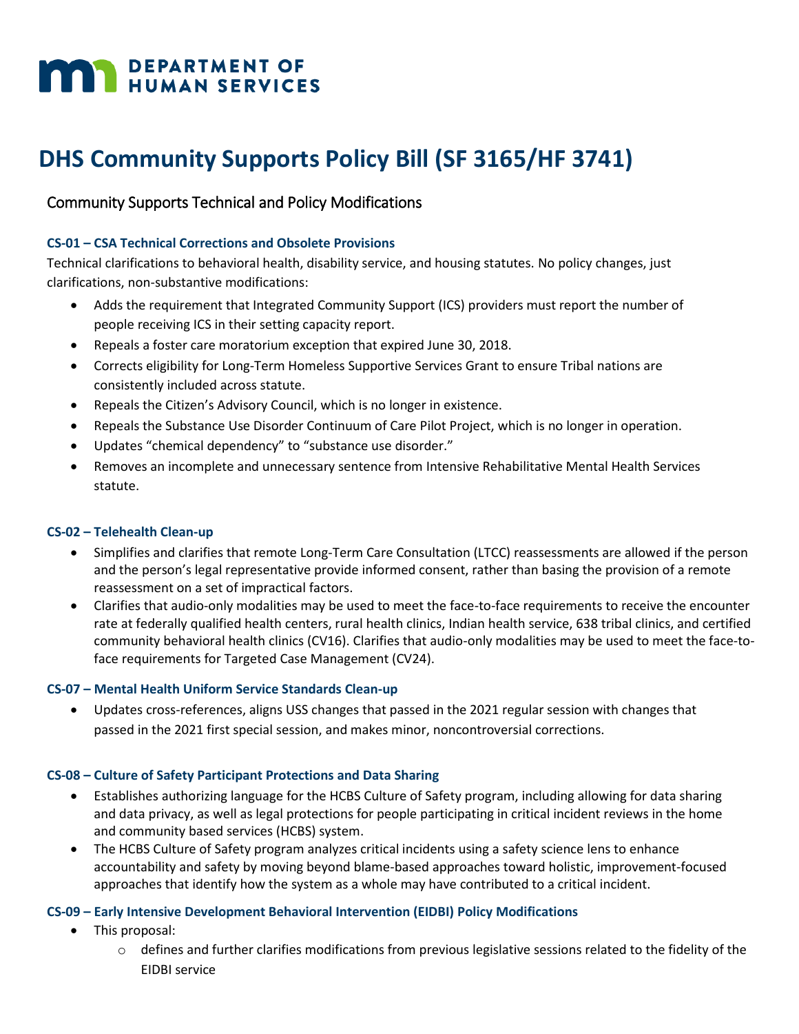# DHS Community Supports Policy Bill (SF 3165/HF 3741)

## Community Supports Technical and Policy Modifications

### CS-01 – CSA Technical Corrections and Obsolete Provisions

Technical clarifications to behavioral health, disability service, and housing statutes. No policy changes, just clarifications, non-substantive modifications:

- Adds the requirement that Integrated Community Support (ICS) providers must report the number of people receiving ICS in their setting capacity report.
- Repeals a foster care moratorium exception that expired June 30, 2018.
- Corrects eligibility for Long-Term Homeless Supportive Services Grant to ensure Tribal nations are consistently included across statute.
- Repeals the Citizen's Advisory Council, which is no longer in existence.
- Repeals the Substance Use Disorder Continuum of Care Pilot Project, which is no longer in operation.
- Updates "chemical dependency" to "substance use disorder."
- Removes an incomplete and unnecessary sentence from Intensive Rehabilitative Mental Health Services statute.

### CS-02 – Telehealth Clean-up

- Simplifies and clarifies that remote Long-Term Care Consultation (LTCC) reassessments are allowed if the person and the person's legal representative provide informed consent, rather than basing the provision of a remote reassessment on a set of impractical factors.
- Clarifies that audio-only modalities may be used to meet the face-to-face requirements to receive the encounter rate at federally qualified health centers, rural health clinics, Indian health service, 638 tribal clinics, and certified community behavioral health clinics (CV16). Clarifies that audio-only modalities may be used to meet the face-to-face requirements for Targeted Case Management (CV24).

### CS-07 – Mental Health Uniform Service Standards Clean-up

- Updates cross-references, aligns USS changes that passed in the 2021 regular session with changes that passed in the 2021 first special session, and makes minor, noncontroversial corrections.

### CS-08 – Culture of Safety Participant Protections and Data Sharing

- Establishes authorizing language for the HCBS Culture of Safety program, including allowing for data sharing and data privacy, as well as legal protections for people participating in critical incident reviews in the home and community based services (HCBS) system.
- The HCBS Culture of Safety program analyzes critical incidents using a safety science lens to enhance accountability and safety by moving beyond blame-based approaches toward holistic, improvement-focused approaches that identify how the system as a whole may have contributed to a critical incident.

### CS-09 – Early Intensive Development Behavioral Intervention (EIDBI) Policy Modifications

- This proposal:
  - defines and further clarifies modifications from previous legislative sessions related to the fidelity of the EIDBI service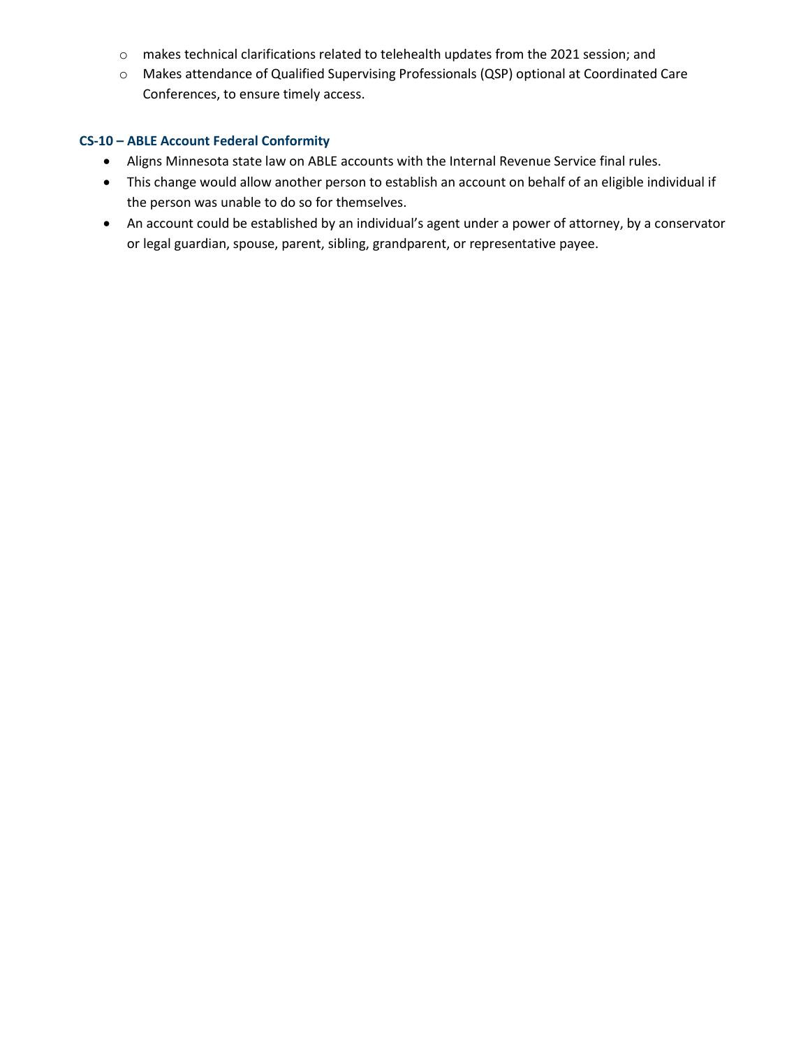- makes technical clarifications related to telehealth updates from the 2021 session; and
  - Makes attendance of Qualified Supervising Professionals (QSP) optional at Coordinated Care Conferences, to ensure timely access.

### CS-10 – ABLE Account Federal Conformity

- Aligns Minnesota state law on ABLE accounts with the Internal Revenue Service final rules.
- This change would allow another person to establish an account on behalf of an eligible individual if the person was unable to do so for themselves.
- An account could be established by an individual's agent under a power of attorney, by a conservator or legal guardian, spouse, parent, sibling, grandparent, or representative payee.